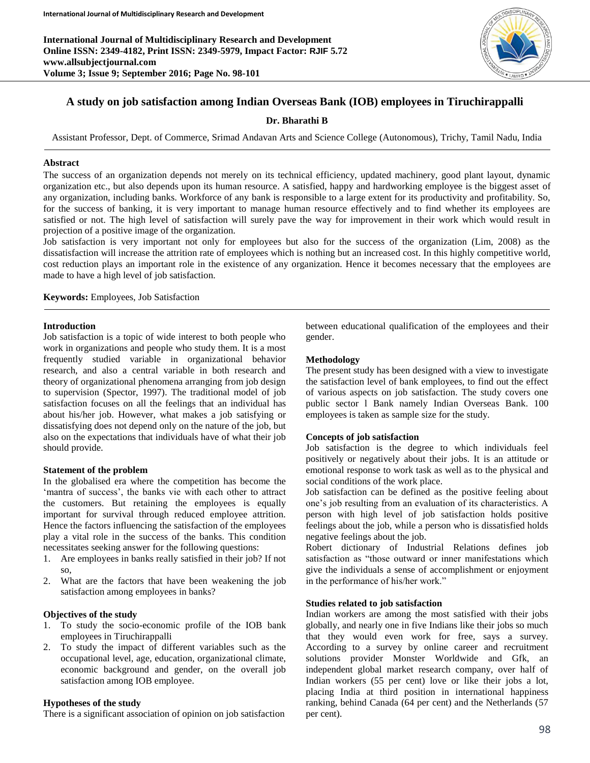# A study on job satisfaction among Indian Overseas Bank (IOB) employees in Tiruchirappalli

**Dr. Bharathi B**

Assistant Professor, Dept. of Commerce, Srimad Andavan Arts and Science College (Autonomous), Trichy, Tamil Nadu, India

## Abstract

The success of an organization depends not merely on its technical efficiency, updated machinery, good plant layout, dynamic organization etc., but also depends upon its human resource. A satisfied, happy and hardworking employee is the biggest asset of any organization, including banks. Workforce of any bank is responsible to a large extent for its productivity and profitability. So, for the success of banking, it is very important to manage human resource effectively and to find whether its employees are satisfied or not. The high level of satisfaction will surely pave the way for improvement in their work which would result in projection of a positive image of the organization.

Job satisfaction is very important not only for employees but also for the success of the organization (Lim, 2008) as the dissatisfaction will increase the attrition rate of employees which is nothing but an increased cost. In this highly competitive world, cost reduction plays an important role in the existence of any organization. Hence it becomes necessary that the employees are made to have a high level of job satisfaction.

**Keywords:** Employees, Job Satisfaction

## Introduction

Job satisfaction is a topic of wide interest to both people who work in organizations and people who study them. It is a most frequently studied variable in organizational behavior research, and also a central variable in both research and theory of organizational phenomena arranging from job design to supervision (Spector, 1997). The traditional model of job satisfaction focuses on all the feelings that an individual has about his/her job. However, what makes a job satisfying or dissatisfying does not depend only on the nature of the job, but also on the expectations that individuals have of what their job should provide.

### Statement of the problem

In the globalised era where the competition has become the 'mantra of success', the banks vie with each other to attract the customers. But retaining the employees is equally important for survival through reduced employee attrition. Hence the factors influencing the satisfaction of the employees play a vital role in the success of the banks. This condition necessitates seeking answer for the following questions:

1. Are employees in banks really satisfied in their job? If not so,
2. What are the factors that have been weakening the job satisfaction among employees in banks?

### Objectives of the study

1. To study the socio-economic profile of the IOB bank employees in Tiruchirappalli
2. To study the impact of different variables such as the occupational level, age, education, organizational climate, economic background and gender, on the overall job satisfaction among IOB employee.

### Hypotheses of the study

There is a significant association of opinion on job satisfaction between educational qualification of the employees and their gender.

### Methodology

The present study has been designed with a view to investigate the satisfaction level of bank employees, to find out the effect of various aspects on job satisfaction. The study covers one public sector l Bank namely Indian Overseas Bank. 100 employees is taken as sample size for the study.

### Concepts of job satisfaction

Job satisfaction is the degree to which individuals feel positively or negatively about their jobs. It is an attitude or emotional response to work task as well as to the physical and social conditions of the work place.

Job satisfaction can be defined as the positive feeling about one's job resulting from an evaluation of its characteristics. A person with high level of job satisfaction holds positive feelings about the job, while a person who is dissatisfied holds negative feelings about the job.

Robert dictionary of Industrial Relations defines job satisfaction as "those outward or inner manifestations which give the individuals a sense of accomplishment or enjoyment in the performance of his/her work."

### Studies related to job satisfaction

Indian workers are among the most satisfied with their jobs globally, and nearly one in five Indians like their jobs so much that they would even work for free, says a survey. According to a survey by online career and recruitment solutions provider Monster Worldwide and Gfk, an independent global market research company, over half of Indian workers (55 per cent) love or like their jobs a lot, placing India at third position in international happiness ranking, behind Canada (64 per cent) and the Netherlands (57 per cent).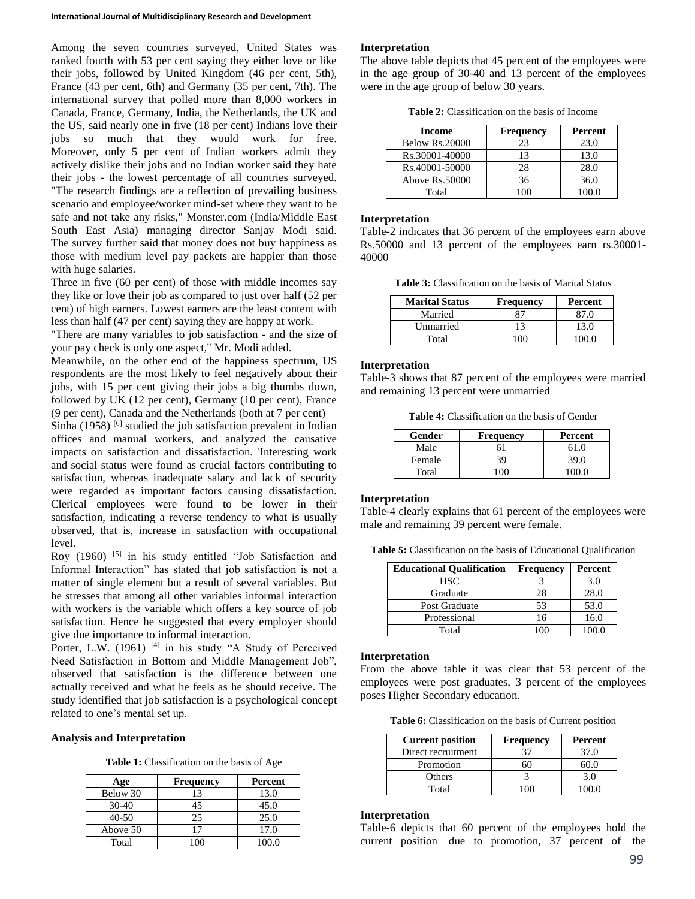Among the seven countries surveyed, United States was ranked fourth with 53 per cent saying they either love or like their jobs, followed by United Kingdom (46 per cent, 5th), France (43 per cent, 6th) and Germany (35 per cent, 7th). The international survey that polled more than 8,000 workers in Canada, France, Germany, India, the Netherlands, the UK and the US, said nearly one in five (18 per cent) Indians love their jobs so much that they would work for free. Moreover, only 5 per cent of Indian workers admit they actively dislike their jobs and no Indian worker said they hate their jobs - the lowest percentage of all countries surveyed. "The research findings are a reflection of prevailing business scenario and employee/worker mind-set where they want to be safe and not take any risks," Monster.com (India/Middle East South East Asia) managing director Sanjay Modi said. The survey further said that money does not buy happiness as those with medium level pay packets are happier than those with huge salaries.

Three in five (60 per cent) of those with middle incomes say they like or love their job as compared to just over half (52 per cent) of high earners. Lowest earners are the least content with less than half (47 per cent) saying they are happy at work.

"There are many variables to job satisfaction - and the size of your pay check is only one aspect," Mr. Modi added.

Meanwhile, on the other end of the happiness spectrum, US respondents are the most likely to feel negatively about their jobs, with 15 per cent giving their jobs a big thumbs down, followed by UK (12 per cent), Germany (10 per cent), France (9 per cent), Canada and the Netherlands (both at 7 per cent)

Sinha (1958) [6] studied the job satisfaction prevalent in Indian offices and manual workers, and analyzed the causative impacts on satisfaction and dissatisfaction. 'Interesting work and social status were found as crucial factors contributing to satisfaction, whereas inadequate salary and lack of security were regarded as important factors causing dissatisfaction. Clerical employees were found to be lower in their satisfaction, indicating a reverse tendency to what is usually observed, that is, increase in satisfaction with occupational level.

Roy (1960) [5] in his study entitled "Job Satisfaction and Informal Interaction" has stated that job satisfaction is not a matter of single element but a result of several variables. But he stresses that among all other variables informal interaction with workers is the variable which offers a key source of job satisfaction. Hence he suggested that every employer should give due importance to informal interaction.

Porter, L.W. (1961) [4] in his study "A Study of Perceived Need Satisfaction in Bottom and Middle Management Job", observed that satisfaction is the difference between one actually received and what he feels as he should receive. The study identified that job satisfaction is a psychological concept related to one's mental set up.

**Analysis and Interpretation**

**Table 1:** Classification on the basis of Age

| Age | Frequency | Percent |
|---|---|---|
| Below 30 | 13 | 13.0 |
| 30-40 | 45 | 45.0 |
| 40-50 | 25 | 25.0 |
| Above 50 | 17 | 17.0 |
| Total | 100 | 100.0 |

**Interpretation**

The above table depicts that 45 percent of the employees were in the age group of 30-40 and 13 percent of the employees were in the age group of below 30 years.

**Table 2:** Classification on the basis of Income

| Income | Frequency | Percent |
|---|---|---|
| Below Rs.20000 | 23 | 23.0 |
| Rs.30001-40000 | 13 | 13.0 |
| Rs.40001-50000 | 28 | 28.0 |
| Above Rs.50000 | 36 | 36.0 |
| Total | 100 | 100.0 |

**Interpretation**

Table-2 indicates that 36 percent of the employees earn above Rs.50000 and 13 percent of the employees earn rs.30001-40000

**Table 3:** Classification on the basis of Marital Status

| Marital Status | Frequency | Percent |
|---|---|---|
| Married | 87 | 87.0 |
| Unmarried | 13 | 13.0 |
| Total | 100 | 100.0 |

**Interpretation**

Table-3 shows that 87 percent of the employees were married and remaining 13 percent were unmarried

**Table 4:** Classification on the basis of Gender

| Gender | Frequency | Percent |
|---|---|---|
| Male | 61 | 61.0 |
| Female | 39 | 39.0 |
| Total | 100 | 100.0 |

**Interpretation**

Table-4 clearly explains that 61 percent of the employees were male and remaining 39 percent were female.

**Table 5:** Classification on the basis of Educational Qualification

| Educational Qualification | Frequency | Percent |
|---|---|---|
| HSC | 3 | 3.0 |
| Graduate | 28 | 28.0 |
| Post Graduate | 53 | 53.0 |
| Professional | 16 | 16.0 |
| Total | 100 | 100.0 |

**Interpretation**

From the above table it was clear that 53 percent of the employees were post graduates, 3 percent of the employees poses Higher Secondary education.

**Table 6:** Classification on the basis of Current position

| Current position | Frequency | Percent |
|---|---|---|
| Direct recruitment | 37 | 37.0 |
| Promotion | 60 | 60.0 |
| Others | 3 | 3.0 |
| Total | 100 | 100.0 |

**Interpretation**

Table-6 depicts that 60 percent of the employees hold the current position due to promotion, 37 percent of the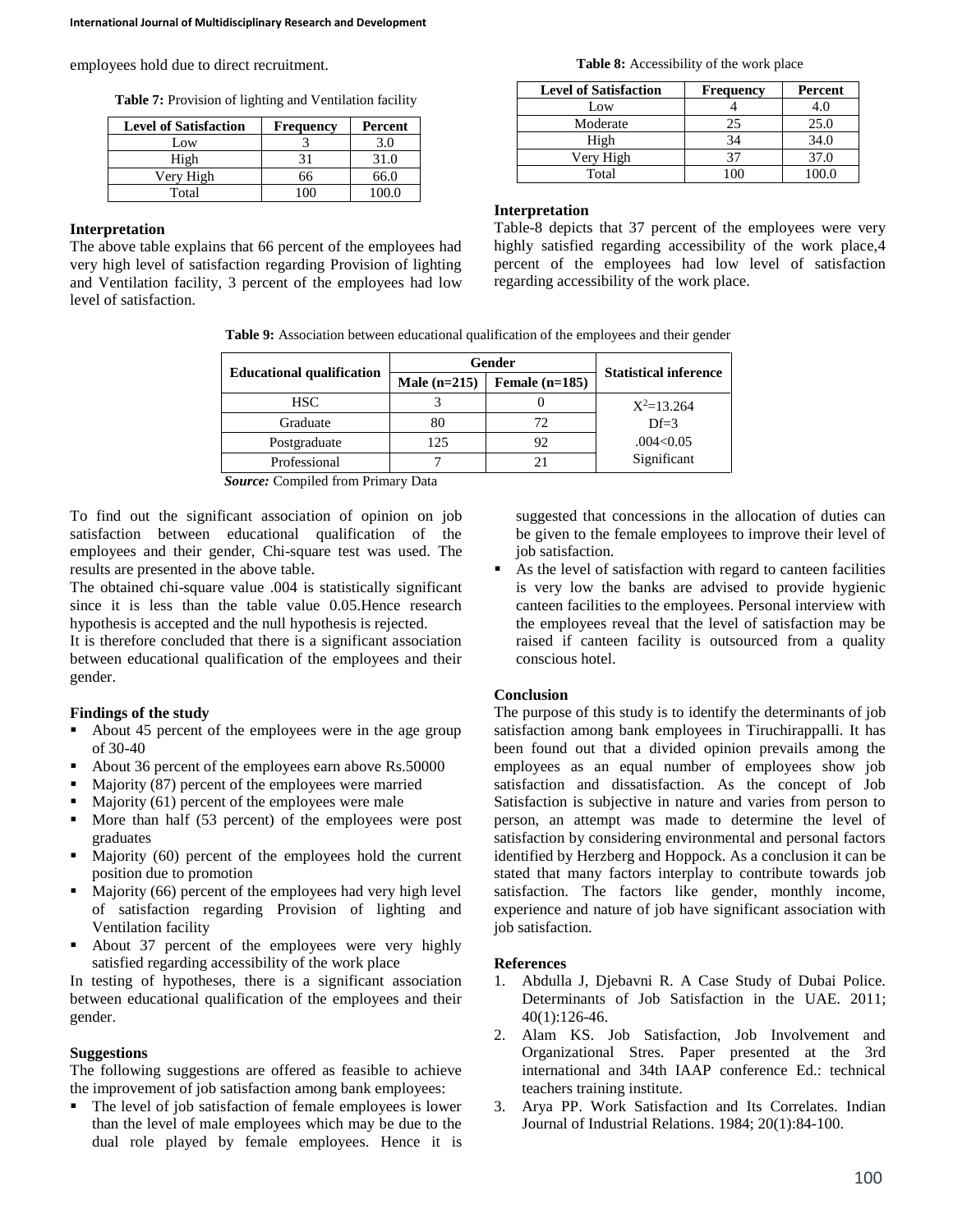employees hold due to direct recruitment.

**Table 7:** Provision of lighting and Ventilation facility

| Level of Satisfaction | Frequency | Percent |
|---|---|---|
| Low | 3 | 3.0 |
| High | 31 | 31.0 |
| Very High | 66 | 66.0 |
| Total | 100 | 100.0 |

**Interpretation**

The above table explains that 66 percent of the employees had very high level of satisfaction regarding Provision of lighting and Ventilation facility, 3 percent of the employees had low level of satisfaction.

**Table 8:** Accessibility of the work place

| Level of Satisfaction | Frequency | Percent |
|---|---|---|
| Low | 4 | 4.0 |
| Moderate | 25 | 25.0 |
| High | 34 | 34.0 |
| Very High | 37 | 37.0 |
| Total | 100 | 100.0 |

**Interpretation**

Table-8 depicts that 37 percent of the employees were very highly satisfied regarding accessibility of the work place,4 percent of the employees had low level of satisfaction regarding accessibility of the work place.

**Table 9:** Association between educational qualification of the employees and their gender

| Educational qualification | Gender | | Statistical inference |
|---|---|---|---|
| | Male (n=215) | Female (n=185) | |
| HSC | 3 | 0 | $X^2$=13.264 |
| Graduate | 80 | 72 | Df=3 |
| Postgraduate | 125 | 92 | .004<0.05 |
| Professional | 7 | 21 | Significant |

***Source:*** Compiled from Primary Data

To find out the significant association of opinion on job satisfaction between educational qualification of the employees and their gender, Chi-square test was used. The results are presented in the above table.

The obtained chi-square value .004 is statistically significant since it is less than the table value 0.05.Hence research hypothesis is accepted and the null hypothesis is rejected.

It is therefore concluded that there is a significant association between educational qualification of the employees and their gender.

**Findings of the study**

- About 45 percent of the employees were in the age group of 30-40
- About 36 percent of the employees earn above Rs.50000
- Majority (87) percent of the employees were married
- Majority (61) percent of the employees were male
- More than half (53 percent) of the employees were post graduates
- Majority (60) percent of the employees hold the current position due to promotion
- Majority (66) percent of the employees had very high level of satisfaction regarding Provision of lighting and Ventilation facility
- About 37 percent of the employees were very highly satisfied regarding accessibility of the work place

In testing of hypotheses, there is a significant association between educational qualification of the employees and their gender.

**Suggestions**

The following suggestions are offered as feasible to achieve the improvement of job satisfaction among bank employees:

- The level of job satisfaction of female employees is lower than the level of male employees which may be due to the dual role played by female employees. Hence it is suggested that concessions in the allocation of duties can be given to the female employees to improve their level of job satisfaction.
- As the level of satisfaction with regard to canteen facilities is very low the banks are advised to provide hygienic canteen facilities to the employees. Personal interview with the employees reveal that the level of satisfaction may be raised if canteen facility is outsourced from a quality conscious hotel.

**Conclusion**

The purpose of this study is to identify the determinants of job satisfaction among bank employees in Tiruchirappalli. It has been found out that a divided opinion prevails among the employees as an equal number of employees show job satisfaction and dissatisfaction. As the concept of Job Satisfaction is subjective in nature and varies from person to person, an attempt was made to determine the level of satisfaction by considering environmental and personal factors identified by Herzberg and Hoppock. As a conclusion it can be stated that many factors interplay to contribute towards job satisfaction. The factors like gender, monthly income, experience and nature of job have significant association with job satisfaction.

**References**

1. Abdulla J, Djebavni R. A Case Study of Dubai Police. Determinants of Job Satisfaction in the UAE. 2011; 40(1):126-46.
2. Alam KS. Job Satisfaction, Job Involvement and Organizational Stres. Paper presented at the 3rd international and 34th IAAP conference Ed.: technical teachers training institute.
3. Arya PP. Work Satisfaction and Its Correlates. Indian Journal of Industrial Relations. 1984; 20(1):84-100.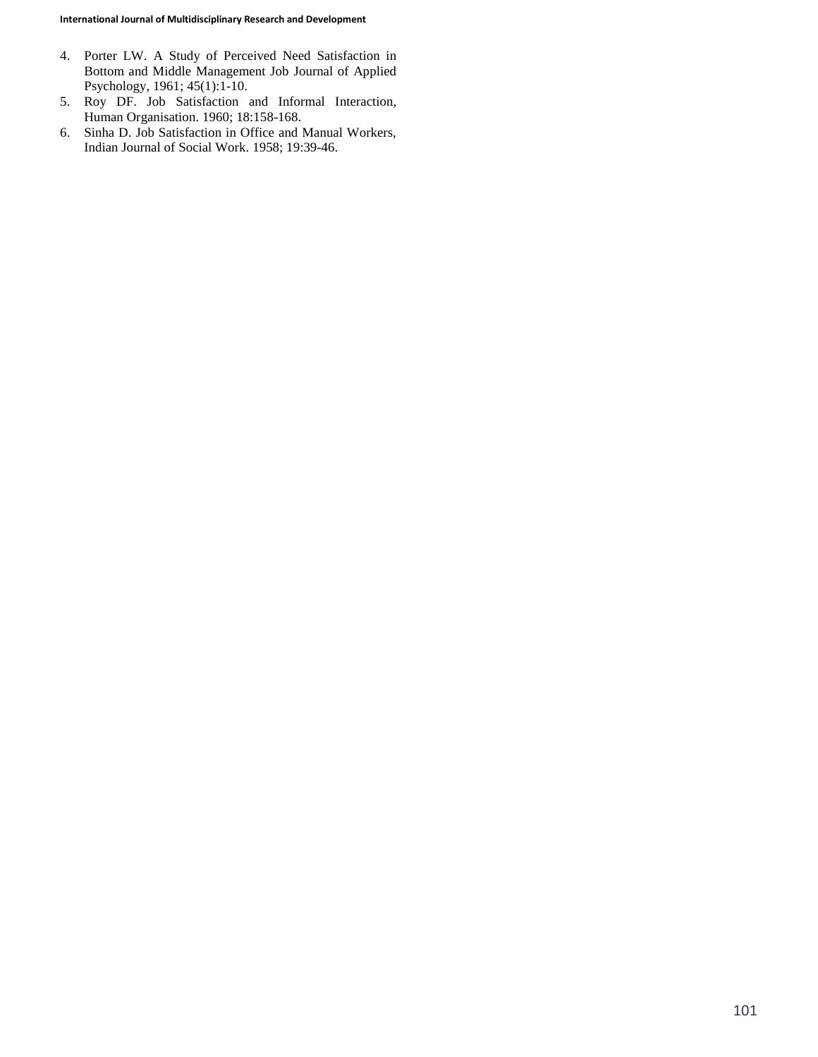4. Porter LW. A Study of Perceived Need Satisfaction in Bottom and Middle Management Job Journal of Applied Psychology, 1961; 45(1):1-10.
5. Roy DF. Job Satisfaction and Informal Interaction, Human Organisation. 1960; 18:158-168.
6. Sinha D. Job Satisfaction in Office and Manual Workers, Indian Journal of Social Work. 1958; 19:39-46.